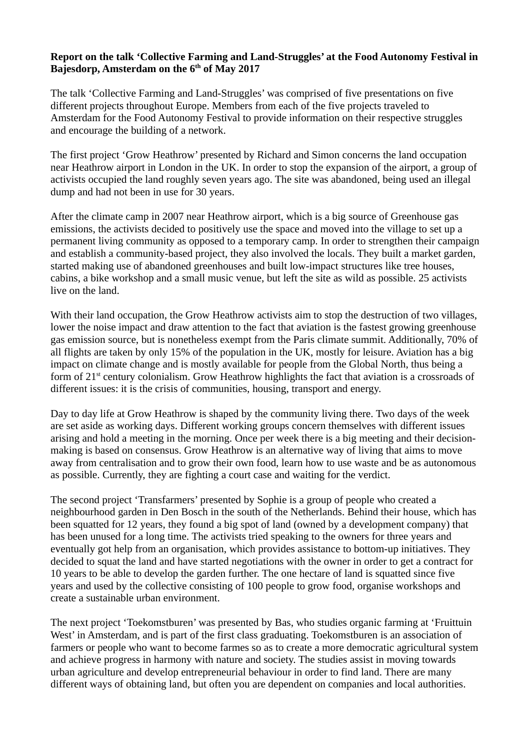**Report on the talk 'Collective Farming and Land-Struggles' at the Food Autonomy Festival in Bajesdorp, Amsterdam on the 6th of May 2017**

The talk 'Collective Farming and Land-Struggles' was comprised of five presentations on five different projects throughout Europe. Members from each of the five projects traveled to Amsterdam for the Food Autonomy Festival to provide information on their respective struggles and encourage the building of a network.

The first project 'Grow Heathrow' presented by Richard and Simon concerns the land occupation near Heathrow airport in London in the UK. In order to stop the expansion of the airport, a group of activists occupied the land roughly seven years ago. The site was abandoned, being used an illegal dump and had not been in use for 30 years.

After the climate camp in 2007 near Heathrow airport, which is a big source of Greenhouse gas emissions, the activists decided to positively use the space and moved into the village to set up a permanent living community as opposed to a temporary camp. In order to strengthen their campaign and establish a community-based project, they also involved the locals. They built a market garden, started making use of abandoned greenhouses and built low-impact structures like tree houses, cabins, a bike workshop and a small music venue, but left the site as wild as possible. 25 activists live on the land.

With their land occupation, the Grow Heathrow activists aim to stop the destruction of two villages, lower the noise impact and draw attention to the fact that aviation is the fastest growing greenhouse gas emission source, but is nonetheless exempt from the Paris climate summit. Additionally, 70% of all flights are taken by only 15% of the population in the UK, mostly for leisure. Aviation has a big impact on climate change and is mostly available for people from the Global North, thus being a form of 21st century colonialism. Grow Heathrow highlights the fact that aviation is a crossroads of different issues: it is the crisis of communities, housing, transport and energy.

Day to day life at Grow Heathrow is shaped by the community living there. Two days of the week are set aside as working days. Different working groups concern themselves with different issues arising and hold a meeting in the morning. Once per week there is a big meeting and their decision-making is based on consensus. Grow Heathrow is an alternative way of living that aims to move away from centralisation and to grow their own food, learn how to use waste and be as autonomous as possible. Currently, they are fighting a court case and waiting for the verdict.

The second project 'Transfarmers' presented by Sophie is a group of people who created a neighbourhood garden in Den Bosch in the south of the Netherlands. Behind their house, which has been squatted for 12 years, they found a big spot of land (owned by a development company) that has been unused for a long time. The activists tried speaking to the owners for three years and eventually got help from an organisation, which provides assistance to bottom-up initiatives. They decided to squat the land and have started negotiations with the owner in order to get a contract for 10 years to be able to develop the garden further. The one hectare of land is squatted since five years and used by the collective consisting of 100 people to grow food, organise workshops and create a sustainable urban environment.

The next project 'Toekomstburen' was presented by Bas, who studies organic farming at 'Fruittuin West' in Amsterdam, and is part of the first class graduating. Toekomstburen is an association of farmers or people who want to become farmes so as to create a more democratic agricultural system and achieve progress in harmony with nature and society. The studies assist in moving towards urban agriculture and develop entrepreneurial behaviour in order to find land. There are many different ways of obtaining land, but often you are dependent on companies and local authorities.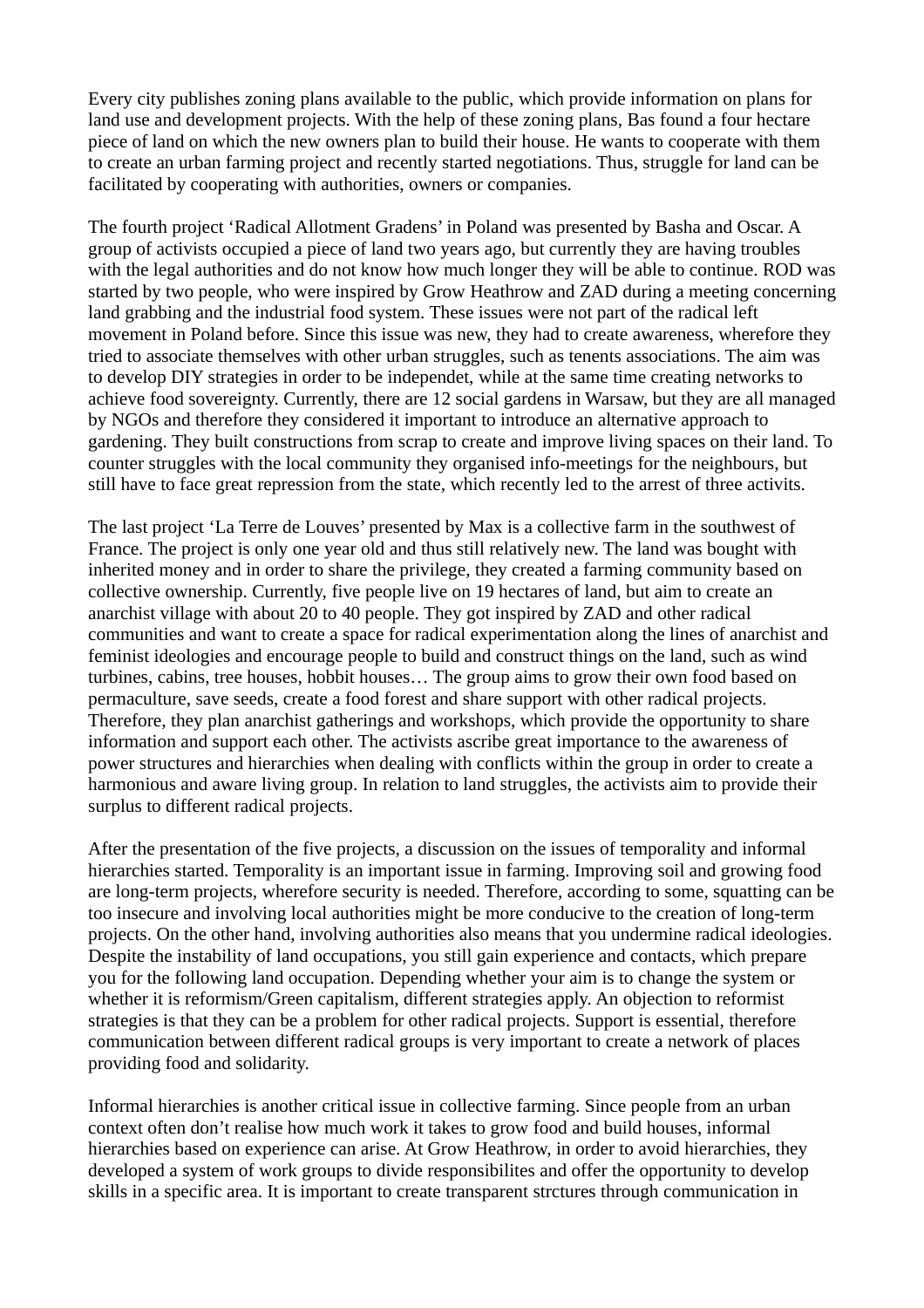Every city publishes zoning plans available to the public, which provide information on plans for land use and development projects. With the help of these zoning plans, Bas found a four hectare piece of land on which the new owners plan to build their house. He wants to cooperate with them to create an urban farming project and recently started negotiations. Thus, struggle for land can be facilitated by cooperating with authorities, owners or companies.

The fourth project 'Radical Allotment Gradens' in Poland was presented by Basha and Oscar. A group of activists occupied a piece of land two years ago, but currently they are having troubles with the legal authorities and do not know how much longer they will be able to continue. ROD was started by two people, who were inspired by Grow Heathrow and ZAD during a meeting concerning land grabbing and the industrial food system. These issues were not part of the radical left movement in Poland before. Since this issue was new, they had to create awareness, wherefore they tried to associate themselves with other urban struggles, such as tenents associations. The aim was to develop DIY strategies in order to be independet, while at the same time creating networks to achieve food sovereignty. Currently, there are 12 social gardens in Warsaw, but they are all managed by NGOs and therefore they considered it important to introduce an alternative approach to gardening. They built constructions from scrap to create and improve living spaces on their land. To counter struggles with the local community they organised info-meetings for the neighbours, but still have to face great repression from the state, which recently led to the arrest of three activits.

The last project 'La Terre de Louves' presented by Max is a collective farm in the southwest of France. The project is only one year old and thus still relatively new. The land was bought with inherited money and in order to share the privilege, they created a farming community based on collective ownership. Currently, five people live on 19 hectares of land, but aim to create an anarchist village with about 20 to 40 people. They got inspired by ZAD and other radical communities and want to create a space for radical experimentation along the lines of anarchist and feminist ideologies and encourage people to build and construct things on the land, such as wind turbines, cabins, tree houses, hobbit houses… The group aims to grow their own food based on permaculture, save seeds, create a food forest and share support with other radical projects. Therefore, they plan anarchist gatherings and workshops, which provide the opportunity to share information and support each other. The activists ascribe great importance to the awareness of power structures and hierarchies when dealing with conflicts within the group in order to create a harmonious and aware living group. In relation to land struggles, the activists aim to provide their surplus to different radical projects.

After the presentation of the five projects, a discussion on the issues of temporality and informal hierarchies started. Temporality is an important issue in farming. Improving soil and growing food are long-term projects, wherefore security is needed. Therefore, according to some, squatting can be too insecure and involving local authorities might be more conducive to the creation of long-term projects. On the other hand, involving authorities also means that you undermine radical ideologies. Despite the instability of land occupations, you still gain experience and contacts, which prepare you for the following land occupation. Depending whether your aim is to change the system or whether it is reformism/Green capitalism, different strategies apply. An objection to reformist strategies is that they can be a problem for other radical projects. Support is essential, therefore communication between different radical groups is very important to create a network of places providing food and solidarity.

Informal hierarchies is another critical issue in collective farming. Since people from an urban context often don't realise how much work it takes to grow food and build houses, informal hierarchies based on experience can arise. At Grow Heathrow, in order to avoid hierarchies, they developed a system of work groups to divide responsibilites and offer the opportunity to develop skills in a specific area. It is important to create transparent strctures through communication in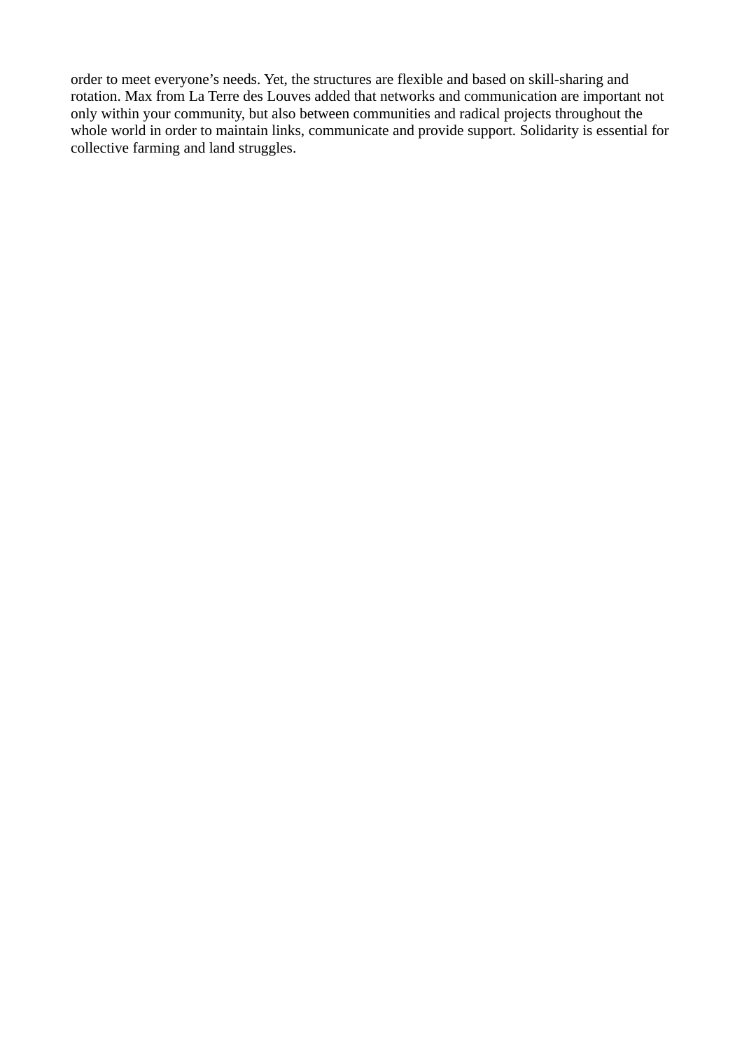order to meet everyone's needs. Yet, the structures are flexible and based on skill-sharing and rotation. Max from La Terre des Louves added that networks and communication are important not only within your community, but also between communities and radical projects throughout the whole world in order to maintain links, communicate and provide support. Solidarity is essential for collective farming and land struggles.